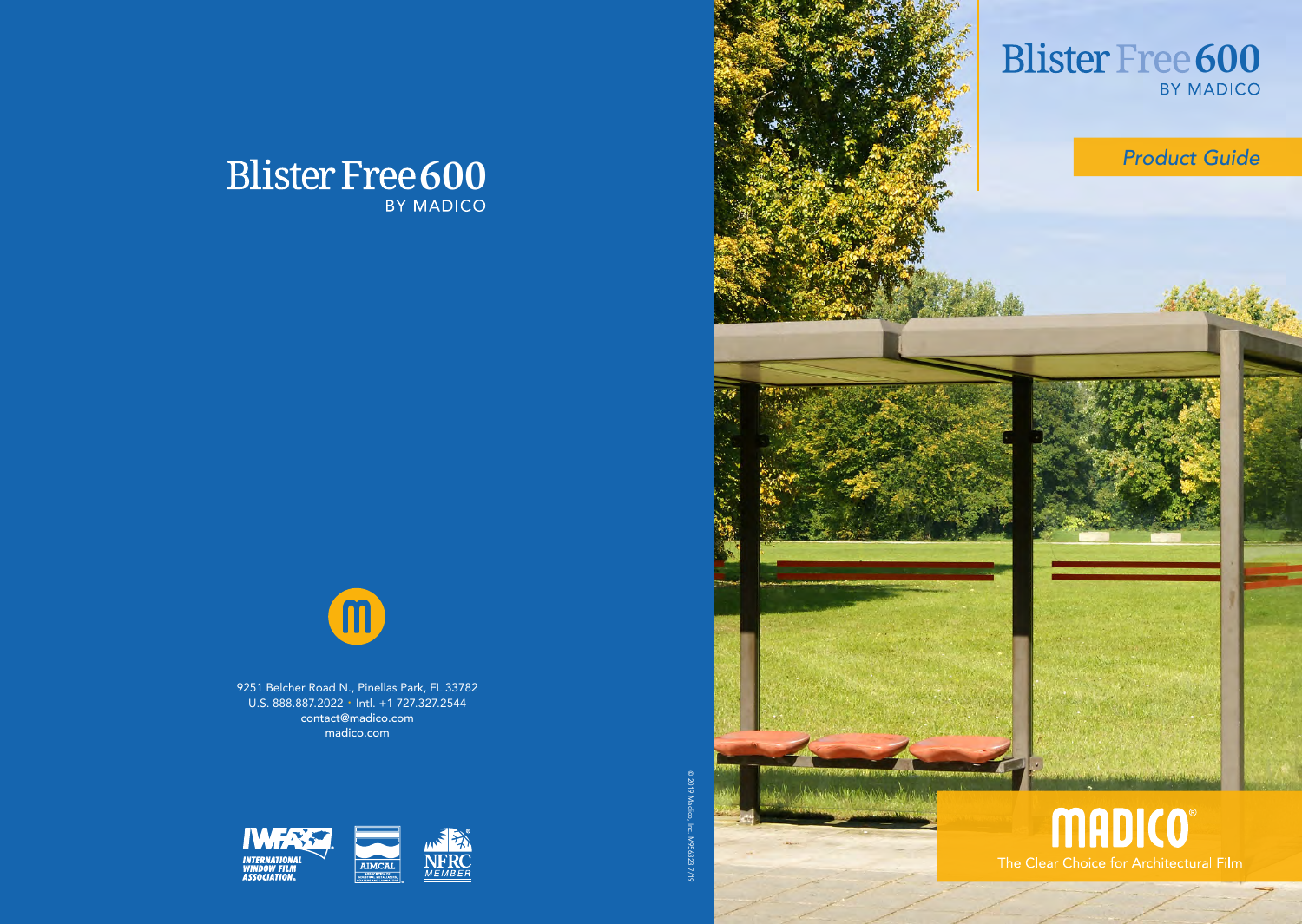# Blister Free 600

BY MADICO

9251 Belcher Road N., Pinellas Park, FL 33782
U.S. 888.887.2022 · Intl. +1 727.327.2544
contact@madico.com
madico.com

INTERNATIONAL WINDOW FILM ASSOCIATION

AIMCAL

NFRC MEMBER

© 2019 Madico, Inc. MI5-032 7/19

# Blister Free 600

BY MADICO

*Product Guide*

MADICO®

The Clear Choice for Architectural Film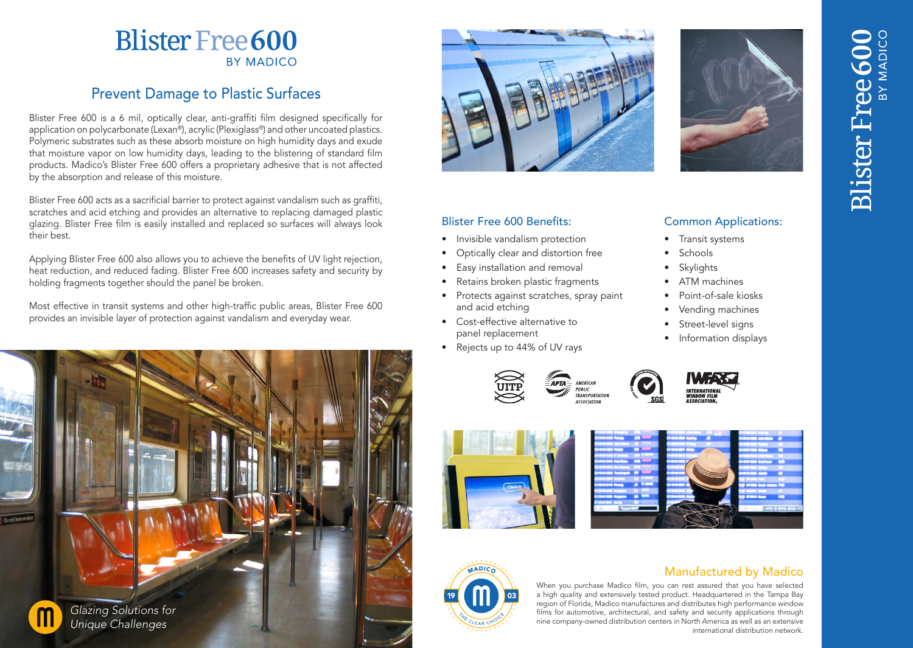# Blister Free 600

BY MADICO

## Prevent Damage to Plastic Surfaces

Blister Free 600 is a 6 mil, optically clear, anti-graffiti film designed specifically for application on polycarbonate (Lexan®), acrylic (Plexiglass®) and other uncoated plastics. Polymeric substrates such as these absorb moisture on high humidity days and exude that moisture vapor on low humidity days, leading to the blistering of standard film products. Madico's Blister Free 600 offers a proprietary adhesive that is not affected by the absorption and release of this moisture.

Blister Free 600 acts as a sacrificial barrier to protect against vandalism such as graffiti, scratches and acid etching and provides an alternative to replacing damaged plastic glazing. Blister Free film is easily installed and replaced so surfaces will always look their best.

Applying Blister Free 600 also allows you to achieve the benefits of UV light rejection, heat reduction, and reduced fading. Blister Free 600 increases safety and security by holding fragments together should the panel be broken.

Most effective in transit systems and other high-traffic public areas, Blister Free 600 provides an invisible layer of protection against vandalism and everyday wear.

*Glazing Solutions for Unique Challenges*

### Blister Free 600 Benefits:

- Invisible vandalism protection
- Optically clear and distortion free
- Easy installation and removal
- Retains broken plastic fragments
- Protects against scratches, spray paint and acid etching
- Cost-effective alternative to panel replacement
- Rejects up to 44% of UV rays

### Common Applications:

- Transit systems
- Schools
- Skylights
- ATM machines
- Point-of-sale kiosks
- Vending machines
- Street-level signs
- Information displays

UITP | APTA American Public Transportation Association | SGS | IWFA International Window Film Association

### Manufactured by Madico

When you purchase Madico film, you can rest assured that you have selected a high quality and extensively tested product. Headquartered in the Tampa Bay region of Florida, Madico manufactures and distributes high performance window films for automotive, architectural, and safety and security applications through nine company-owned distribution centers in North America as well as an extensive international distribution network.

MADICO 1903 THE CLEAR CHOICE